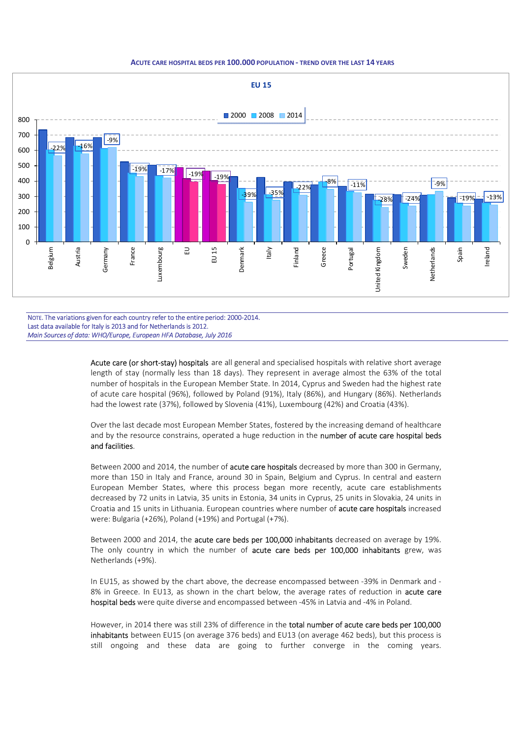ACUTE CARE HOSPITAL BEDS PER 100.000 POPULATION - TREND OVER THE LAST 14 YEARS

NOTE. The variations given for each country refer to the entire period: 2000-2014.
Last data available for Italy is 2013 and for Netherlands is 2012.
*Main Sources of data: WHO/Europe, European HFA Database, July 2016*

Acute care (or short-stay) hospitals are all general and specialised hospitals with relative short average length of stay (normally less than 18 days). They represent in average almost the 63% of the total number of hospitals in the European Member State. In 2014, Cyprus and Sweden had the highest rate of acute care hospital (96%), followed by Poland (91%), Italy (86%), and Hungary (86%). Netherlands had the lowest rate (37%), followed by Slovenia (41%), Luxembourg (42%) and Croatia (43%).

Over the last decade most European Member States, fostered by the increasing demand of healthcare and by the resource constrains, operated a huge reduction in the number of acute care hospital beds and facilities.

Between 2000 and 2014, the number of acute care hospitals decreased by more than 300 in Germany, more than 150 in Italy and France, around 30 in Spain, Belgium and Cyprus. In central and eastern European Member States, where this process began more recently, acute care establishments decreased by 72 units in Latvia, 35 units in Estonia, 34 units in Cyprus, 25 units in Slovakia, 24 units in Croatia and 15 units in Lithuania. European countries where number of acute care hospitals increased were: Bulgaria (+26%), Poland (+19%) and Portugal (+7%).

Between 2000 and 2014, the acute care beds per 100,000 inhabitants decreased on average by 19%. The only country in which the number of acute care beds per 100,000 inhabitants grew, was Netherlands (+9%).

In EU15, as showed by the chart above, the decrease encompassed between -39% in Denmark and -8% in Greece. In EU13, as shown in the chart below, the average rates of reduction in acute care hospital beds were quite diverse and encompassed between -45% in Latvia and -4% in Poland.

However, in 2014 there was still 23% of difference in the total number of acute care beds per 100,000 inhabitants between EU15 (on average 376 beds) and EU13 (on average 462 beds), but this process is still ongoing and these data are going to further converge in the coming years.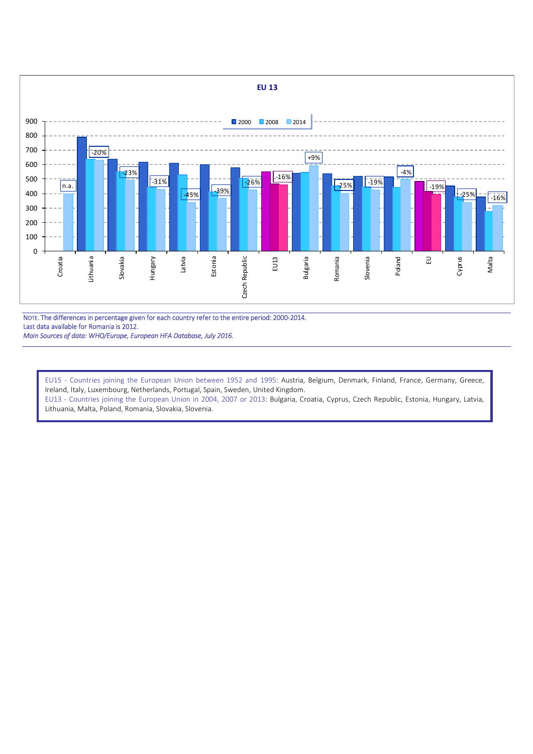**EU 13**

2000 2008 2014

900
800
700
600
500
400
300
200
100
0

n.a. -20% -23% -31% -45% -39% -26% -16% +9% -25% -19% -4% -19% -25% -16%

Croatia, Lithuania, Slovakia, Hungary, Latvia, Estonia, Czech Republic, EU13, Bulgaria, Romania, Slovenia, Poland, EU, Cyprus, Malta

NOTE. The differences in percentage given for each country refer to the entire period: 2000-2014.
Last data available for Romania is 2012.
*Main Sources of data: WHO/Europe, European HFA Database, July 2016.*

EU15 - Countries joining the European Union between 1952 and 1995: Austria, Belgium, Denmark, Finland, France, Germany, Greece, Ireland, Italy, Luxembourg, Netherlands, Portugal, Spain, Sweden, United Kingdom.
EU13 - Countries joining the European Union in 2004, 2007 or 2013: Bulgaria, Croatia, Cyprus, Czech Republic, Estonia, Hungary, Latvia, Lithuania, Malta, Poland, Romania, Slovakia, Slovenia.